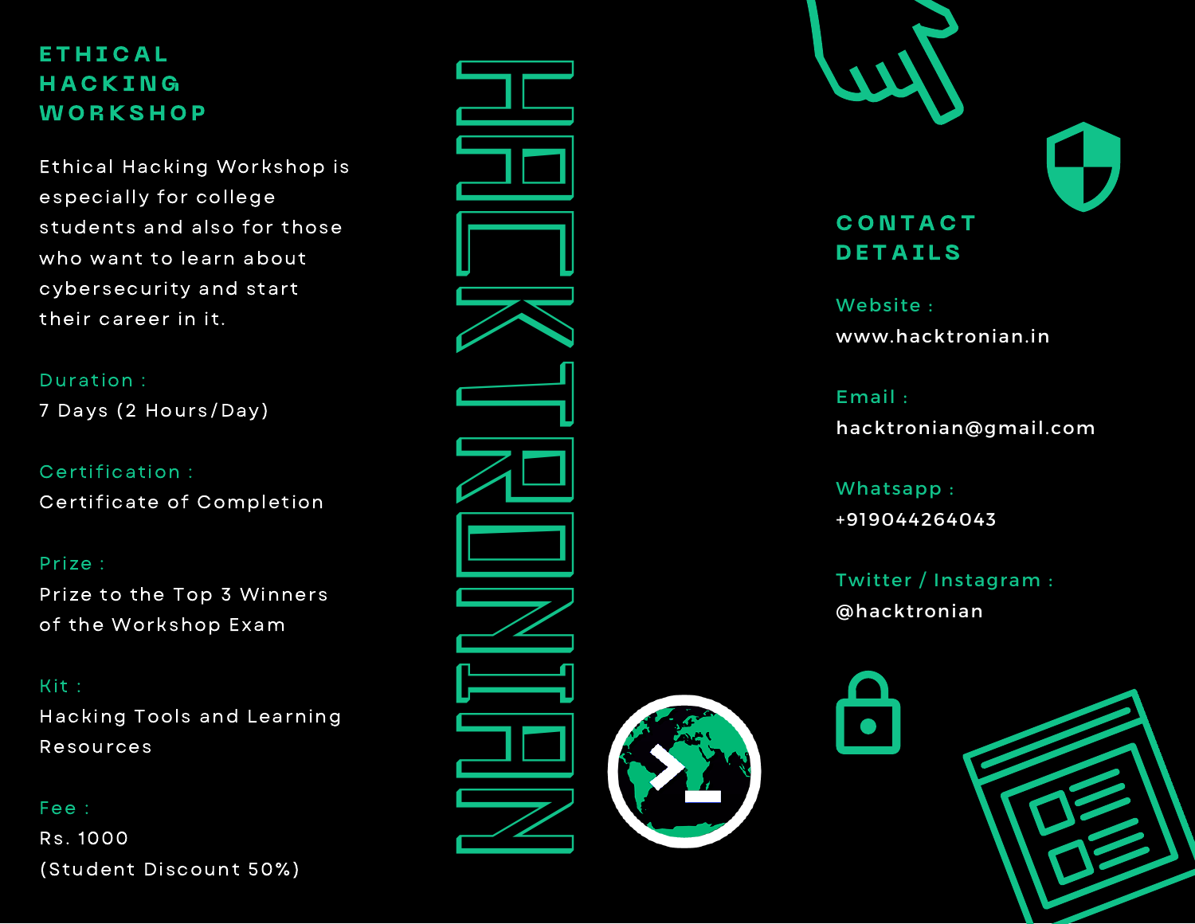# ETHICAL HACKING WORKSHOP

Ethical Hacking Workshop is especially for college students and also for those who want to learn about cybersecurity and start their career in it.

**Duration :**
7 Days (2 Hours/Day)

**Certification :**
Certificate of Completion

**Prize :**
Prize to the Top 3 Winners of the Workshop Exam

**Kit :**
Hacking Tools and Learning Resources

**Fee :**
Rs. 1000
(Student Discount 50%)

# HACKTRONIAN

## CONTACT DETAILS

**Website :**
www.hacktronian.in

**Email :**
hacktronian@gmail.com

**Whatsapp :**
+919044264043

**Twitter / Instagram :**
@hacktronian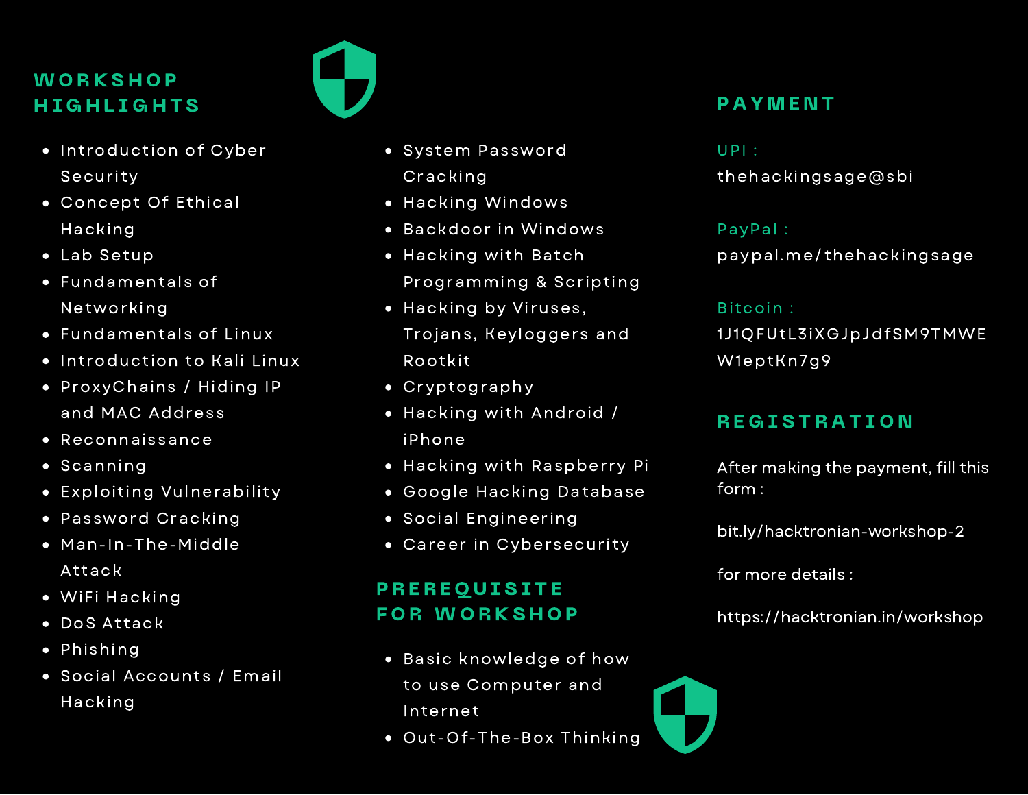## WORKSHOP HIGHLIGHTS

- Introduction of Cyber Security
- Concept Of Ethical Hacking
- Lab Setup
- Fundamentals of Networking
- Fundamentals of Linux
- Introduction to Kali Linux
- ProxyChains / Hiding IP and MAC Address
- Reconnaissance
- Scanning
- Exploiting Vulnerability
- Password Cracking
- Man-In-The-Middle Attack
- WiFi Hacking
- DoS Attack
- Phishing
- Social Accounts / Email Hacking
- System Password Cracking
- Hacking Windows
- Backdoor in Windows
- Hacking with Batch Programming & Scripting
- Hacking by Viruses, Trojans, Keyloggers and Rootkit
- Cryptography
- Hacking with Android / iPhone
- Hacking with Raspberry Pi
- Google Hacking Database
- Social Engineering
- Career in Cybersecurity

## PREREQUISITE FOR WORKSHOP

- Basic knowledge of how to use Computer and Internet
- Out-Of-The-Box Thinking

## PAYMENT

UPI :
thehackingsage@sbi

PayPal :
paypal.me/thehackingsage

Bitcoin :
1J1QFUtL3iXGJpJdfSM9TMWEW1eptKn7g9

## REGISTRATION

After making the payment, fill this form :

bit.ly/hacktronian-workshop-2

for more details :

https://hacktronian.in/workshop